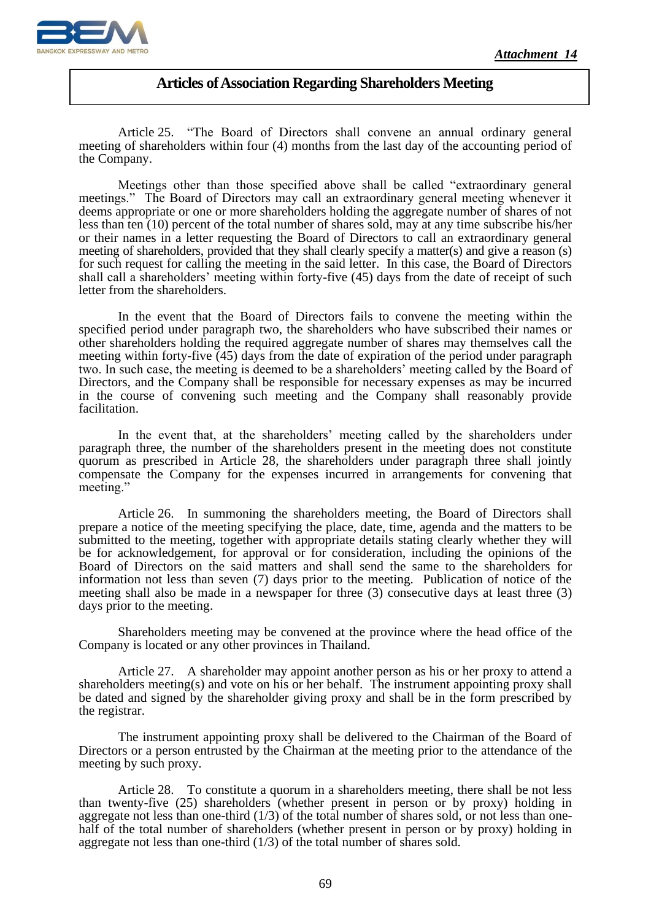*Attachment 14*

## Articles of Association Regarding Shareholders Meeting

Article 25. "The Board of Directors shall convene an annual ordinary general meeting of shareholders within four (4) months from the last day of the accounting period of the Company.

Meetings other than those specified above shall be called "extraordinary general meetings." The Board of Directors may call an extraordinary general meeting whenever it deems appropriate or one or more shareholders holding the aggregate number of shares of not less than ten (10) percent of the total number of shares sold, may at any time subscribe his/her or their names in a letter requesting the Board of Directors to call an extraordinary general meeting of shareholders, provided that they shall clearly specify a matter(s) and give a reason (s) for such request for calling the meeting in the said letter. In this case, the Board of Directors shall call a shareholders' meeting within forty-five (45) days from the date of receipt of such letter from the shareholders.

In the event that the Board of Directors fails to convene the meeting within the specified period under paragraph two, the shareholders who have subscribed their names or other shareholders holding the required aggregate number of shares may themselves call the meeting within forty-five (45) days from the date of expiration of the period under paragraph two. In such case, the meeting is deemed to be a shareholders' meeting called by the Board of Directors, and the Company shall be responsible for necessary expenses as may be incurred in the course of convening such meeting and the Company shall reasonably provide facilitation.

In the event that, at the shareholders' meeting called by the shareholders under paragraph three, the number of the shareholders present in the meeting does not constitute quorum as prescribed in Article 28, the shareholders under paragraph three shall jointly compensate the Company for the expenses incurred in arrangements for convening that meeting."

Article 26. In summoning the shareholders meeting, the Board of Directors shall prepare a notice of the meeting specifying the place, date, time, agenda and the matters to be submitted to the meeting, together with appropriate details stating clearly whether they will be for acknowledgement, for approval or for consideration, including the opinions of the Board of Directors on the said matters and shall send the same to the shareholders for information not less than seven (7) days prior to the meeting. Publication of notice of the meeting shall also be made in a newspaper for three (3) consecutive days at least three (3) days prior to the meeting.

Shareholders meeting may be convened at the province where the head office of the Company is located or any other provinces in Thailand.

Article 27. A shareholder may appoint another person as his or her proxy to attend a shareholders meeting(s) and vote on his or her behalf. The instrument appointing proxy shall be dated and signed by the shareholder giving proxy and shall be in the form prescribed by the registrar.

The instrument appointing proxy shall be delivered to the Chairman of the Board of Directors or a person entrusted by the Chairman at the meeting prior to the attendance of the meeting by such proxy.

Article 28. To constitute a quorum in a shareholders meeting, there shall be not less than twenty-five (25) shareholders (whether present in person or by proxy) holding in aggregate not less than one-third (1/3) of the total number of shares sold, or not less than one-half of the total number of shareholders (whether present in person or by proxy) holding in aggregate not less than one-third (1/3) of the total number of shares sold.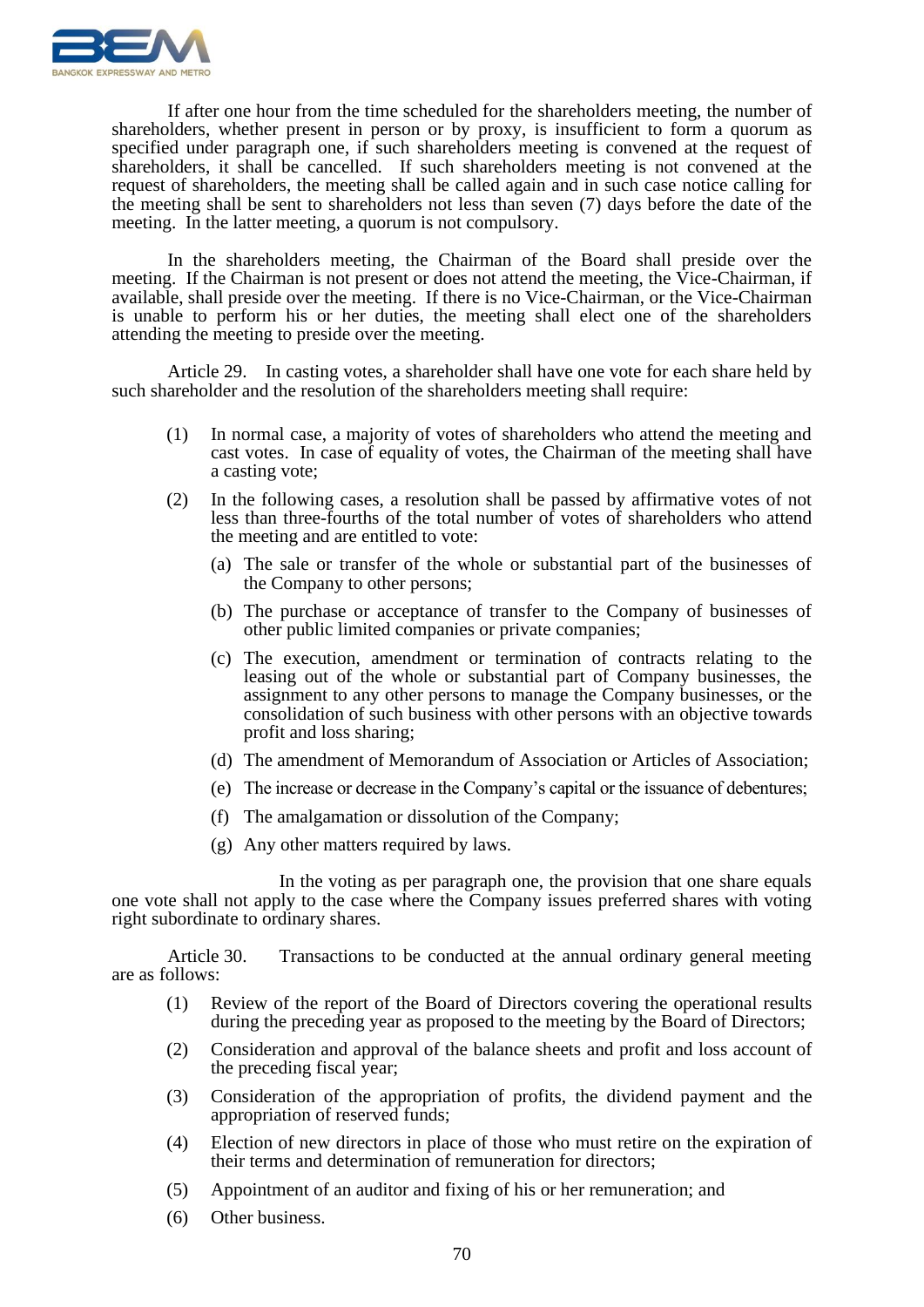If after one hour from the time scheduled for the shareholders meeting, the number of shareholders, whether present in person or by proxy, is insufficient to form a quorum as specified under paragraph one, if such shareholders meeting is convened at the request of shareholders, it shall be cancelled. If such shareholders meeting is not convened at the request of shareholders, the meeting shall be called again and in such case notice calling for the meeting shall be sent to shareholders not less than seven (7) days before the date of the meeting. In the latter meeting, a quorum is not compulsory.

In the shareholders meeting, the Chairman of the Board shall preside over the meeting. If the Chairman is not present or does not attend the meeting, the Vice-Chairman, if available, shall preside over the meeting. If there is no Vice-Chairman, or the Vice-Chairman is unable to perform his or her duties, the meeting shall elect one of the shareholders attending the meeting to preside over the meeting.

Article 29. In casting votes, a shareholder shall have one vote for each share held by such shareholder and the resolution of the shareholders meeting shall require:

(1) In normal case, a majority of votes of shareholders who attend the meeting and cast votes. In case of equality of votes, the Chairman of the meeting shall have a casting vote;

(2) In the following cases, a resolution shall be passed by affirmative votes of not less than three-fourths of the total number of votes of shareholders who attend the meeting and are entitled to vote:

(a) The sale or transfer of the whole or substantial part of the businesses of the Company to other persons;

(b) The purchase or acceptance of transfer to the Company of businesses of other public limited companies or private companies;

(c) The execution, amendment or termination of contracts relating to the leasing out of the whole or substantial part of Company businesses, the assignment to any other persons to manage the Company businesses, or the consolidation of such business with other persons with an objective towards profit and loss sharing;

(d) The amendment of Memorandum of Association or Articles of Association;

(e) The increase or decrease in the Company's capital or the issuance of debentures;

(f) The amalgamation or dissolution of the Company;

(g) Any other matters required by laws.

In the voting as per paragraph one, the provision that one share equals one vote shall not apply to the case where the Company issues preferred shares with voting right subordinate to ordinary shares.

Article 30. Transactions to be conducted at the annual ordinary general meeting are as follows:

(1) Review of the report of the Board of Directors covering the operational results during the preceding year as proposed to the meeting by the Board of Directors;

(2) Consideration and approval of the balance sheets and profit and loss account of the preceding fiscal year;

(3) Consideration of the appropriation of profits, the dividend payment and the appropriation of reserved funds;

(4) Election of new directors in place of those who must retire on the expiration of their terms and determination of remuneration for directors;

(5) Appointment of an auditor and fixing of his or her remuneration; and

(6) Other business.